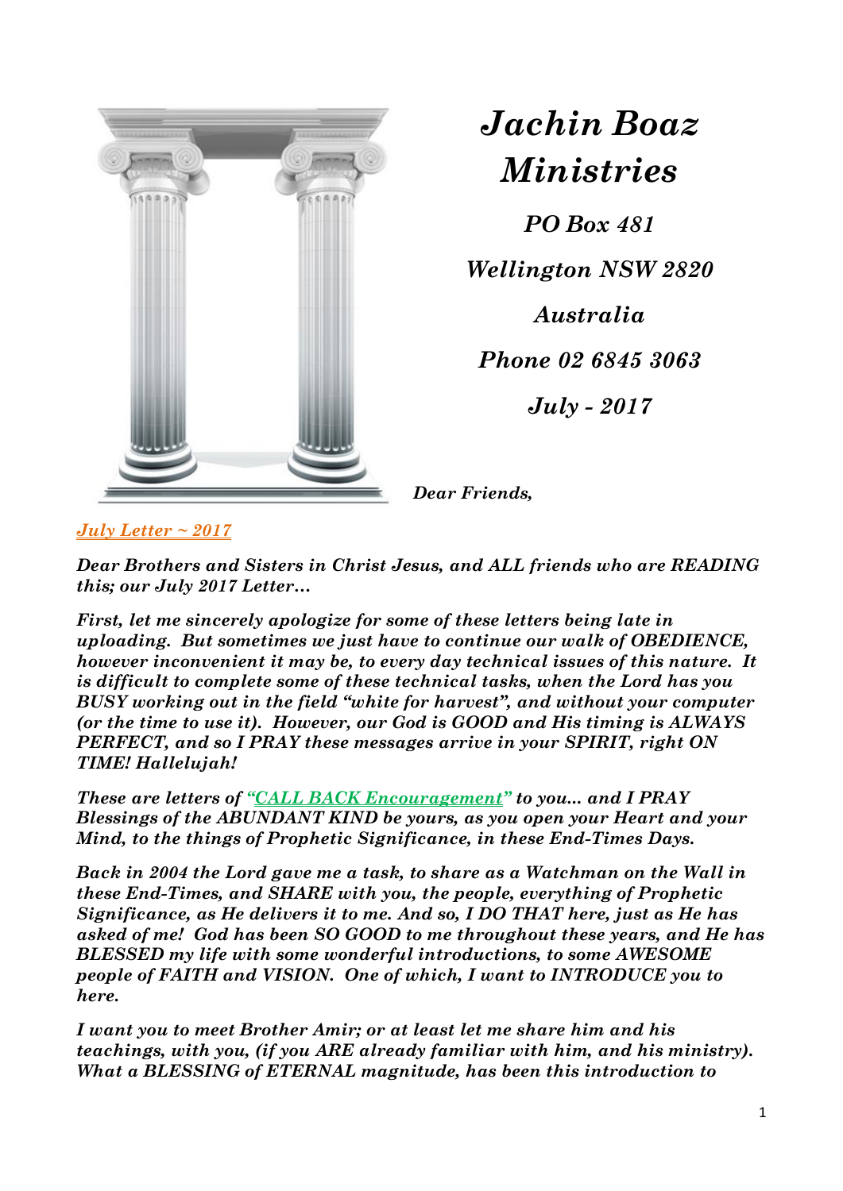# *Jachin Boaz Ministries*

***PO Box 481***

***Wellington NSW 2820***

***Australia***

***Phone 02 6845 3063***

***July - 2017***

***Dear Friends,***

***July Letter ~ 2017***

***Dear Brothers and Sisters in Christ Jesus, and ALL friends who are READING this; our July 2017 Letter…***

***First, let me sincerely apologize for some of these letters being late in uploading. But sometimes we just have to continue our walk of OBEDIENCE, however inconvenient it may be, to every day technical issues of this nature. It is difficult to complete some of these technical tasks, when the Lord has you BUSY working out in the field "white for harvest", and without your computer (or the time to use it). However, our God is GOOD and His timing is ALWAYS PERFECT, and so I PRAY these messages arrive in your SPIRIT, right ON TIME! Hallelujah!***

***These are letters of "CALL BACK Encouragement" to you... and I PRAY Blessings of the ABUNDANT KIND be yours, as you open your Heart and your Mind, to the things of Prophetic Significance, in these End-Times Days.***

***Back in 2004 the Lord gave me a task, to share as a Watchman on the Wall in these End-Times, and SHARE with you, the people, everything of Prophetic Significance, as He delivers it to me. And so, I DO THAT here, just as He has asked of me! God has been SO GOOD to me throughout these years, and He has BLESSED my life with some wonderful introductions, to some AWESOME people of FAITH and VISION. One of which, I want to INTRODUCE you to here.***

***I want you to meet Brother Amir; or at least let me share him and his teachings, with you, (if you ARE already familiar with him, and his ministry). What a BLESSING of ETERNAL magnitude, has been this introduction to***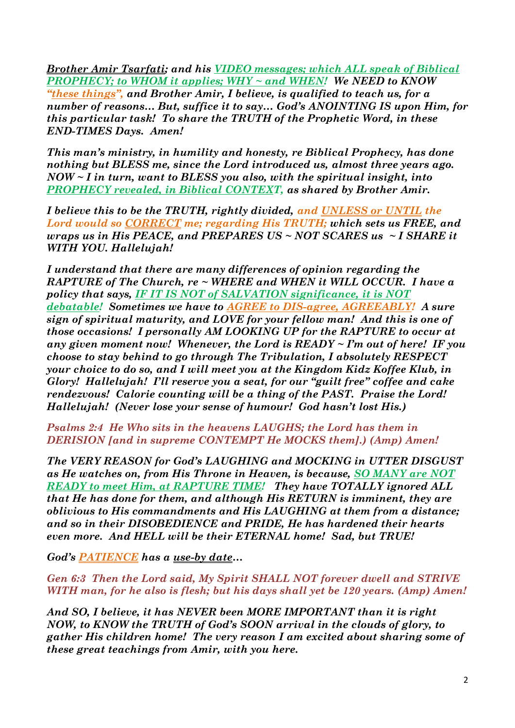*__Brother Amir Tsarfati__; and his __VIDEO messages; which ALL speak of Biblical PROPHECY; to WHOM it applies; WHY ~ and WHEN!__ We NEED to KNOW "__these things__", and Brother Amir, I believe, is qualified to teach us, for a number of reasons… But, suffice it to say… God's ANOINTING IS upon Him, for this particular task! To share the TRUTH of the Prophetic Word, in these END-TIMES Days. Amen!*

*This man's ministry, in humility and honesty, re Biblical Prophecy, has done nothing but BLESS me, since the Lord introduced us, almost three years ago. NOW ~ I in turn, want to BLESS you also, with the spiritual insight, into __PROPHECY revealed, in Biblical CONTEXT,__ as shared by Brother Amir.*

*I believe this to be the TRUTH, rightly divided, and __UNLESS or UNTIL__ the Lord would so __CORRECT__ me; regarding His TRUTH; which sets us FREE, and wraps us in His PEACE, and PREPARES US ~ NOT SCARES us ~ I SHARE it WITH YOU. Hallelujah!*

*I understand that there are many differences of opinion regarding the RAPTURE of The Church, re ~ WHERE and WHEN it WILL OCCUR. I have a policy that says, __IF IT IS NOT of SALVATION significance, it is NOT debatable!__ Sometimes we have to __AGREE to DIS-agree, AGREEABLY!__ A sure sign of spiritual maturity, and LOVE for your fellow man! And this is one of those occasions! I personally AM LOOKING UP for the RAPTURE to occur at any given moment now! Whenever, the Lord is READY ~ I'm out of here! IF you choose to stay behind to go through The Tribulation, I absolutely RESPECT your choice to do so, and I will meet you at the Kingdom Kidz Koffee Klub, in Glory! Hallelujah! I'll reserve you a seat, for our "guilt free" coffee and cake rendezvous! Calorie counting will be a thing of the PAST. Praise the Lord! Hallelujah! (Never lose your sense of humour! God hasn't lost His.)*

*Psalms 2:4 He Who sits in the heavens LAUGHS; the Lord has them in DERISION [and in supreme CONTEMPT He MOCKS them].) (Amp) Amen!*

*The VERY REASON for God's LAUGHING and MOCKING in UTTER DISGUST as He watches on, from His Throne in Heaven, is because, __SO MANY are NOT READY to meet Him, at RAPTURE TIME!__ They have TOTALLY ignored ALL that He has done for them, and although His RETURN is imminent, they are oblivious to His commandments and His LAUGHING at them from a distance; and so in their DISOBEDIENCE and PRIDE, He has hardened their hearts even more. And HELL will be their ETERNAL home! Sad, but TRUE!*

*God's __PATIENCE__ has a __use-by date__…*

*Gen 6:3 Then the Lord said, My Spirit SHALL NOT forever dwell and STRIVE WITH man, for he also is flesh; but his days shall yet be 120 years. (Amp) Amen!*

*And SO, I believe, it has NEVER been MORE IMPORTANT than it is right NOW, to KNOW the TRUTH of God's SOON arrival in the clouds of glory, to gather His children home! The very reason I am excited about sharing some of these great teachings from Amir, with you here.*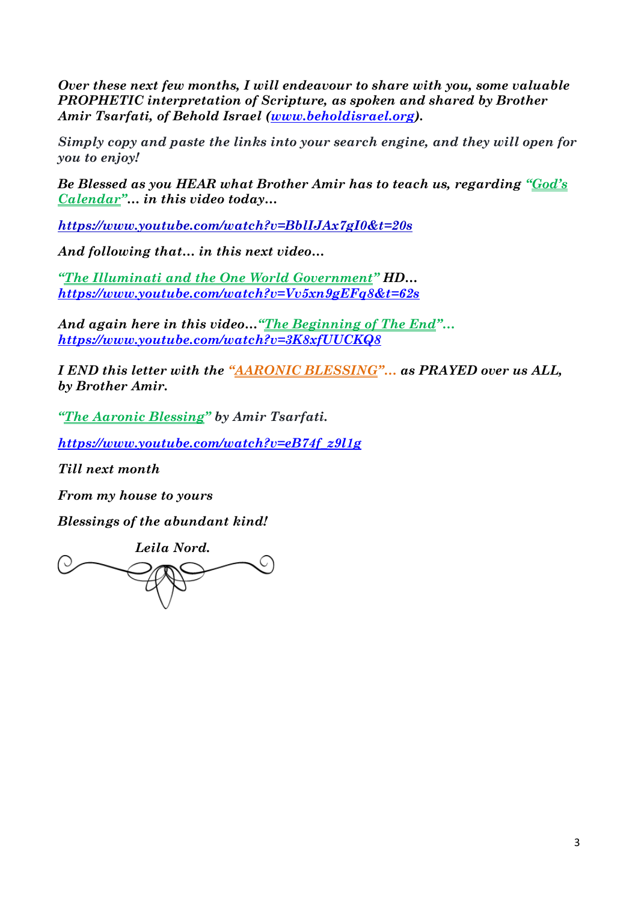*Over these next few months, I will endeavour to share with you, some valuable PROPHETIC interpretation of Scripture, as spoken and shared by Brother Amir Tsarfati, of Behold Israel (www.beholdisrael.org).*

*Simply copy and paste the links into your search engine, and they will open for you to enjoy!*

*Be Blessed as you HEAR what Brother Amir has to teach us, regarding "God's Calendar"… in this video today…*

*https://www.youtube.com/watch?v=BblIJAx7gI0&t=20s*

*And following that… in this next video…*

*"The Illuminati and the One World Government" HD… https://www.youtube.com/watch?v=Vv5xn9gEFq8&t=62s*

*And again here in this video…"The Beginning of The End"… https://www.youtube.com/watch?v=3K8xfUUCKQ8*

*I END this letter with the "AARONIC BLESSING"… as PRAYED over us ALL, by Brother Amir.*

*"The Aaronic Blessing" by Amir Tsarfati.*

*https://www.youtube.com/watch?v=eB74f_z9l1g*

*Till next month*

*From my house to yours*

*Blessings of the abundant kind!*

*Leila Nord.*